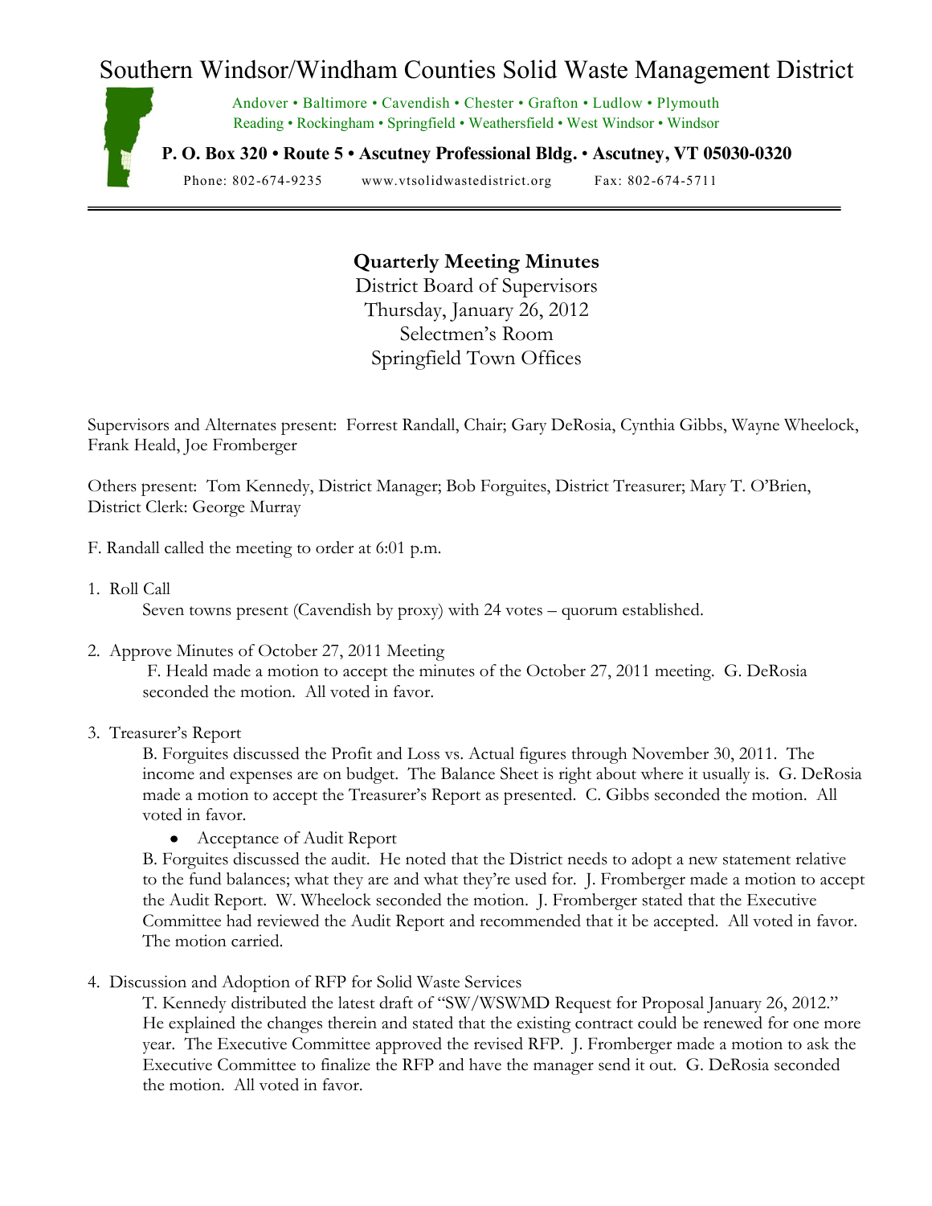# Southern Windsor/Windham Counties Solid Waste Management District

Andover • Baltimore • Cavendish • Chester • Grafton • Ludlow • Plymouth
Reading • Rockingham • Springfield • Weathersfield • West Windsor • Windsor

**P. O. Box 320 • Route 5 • Ascutney Professional Bldg. • Ascutney, VT 05030-0320**

Phone: 802-674-9235 www.vtsolidwastedistrict.org Fax: 802-674-5711

---

**Quarterly Meeting Minutes**
District Board of Supervisors
Thursday, January 26, 2012
Selectmen's Room
Springfield Town Offices

Supervisors and Alternates present: Forrest Randall, Chair; Gary DeRosia, Cynthia Gibbs, Wayne Wheelock, Frank Heald, Joe Fromberger

Others present: Tom Kennedy, District Manager; Bob Forguites, District Treasurer; Mary T. O'Brien, District Clerk: George Murray

F. Randall called the meeting to order at 6:01 p.m.

1. Roll Call

   Seven towns present (Cavendish by proxy) with 24 votes – quorum established.

2. Approve Minutes of October 27, 2011 Meeting

   F. Heald made a motion to accept the minutes of the October 27, 2011 meeting. G. DeRosia seconded the motion. All voted in favor.

3. Treasurer's Report

   B. Forguites discussed the Profit and Loss vs. Actual figures through November 30, 2011. The income and expenses are on budget. The Balance Sheet is right about where it usually is. G. DeRosia made a motion to accept the Treasurer's Report as presented. C. Gibbs seconded the motion. All voted in favor.

   - Acceptance of Audit Report

   B. Forguites discussed the audit. He noted that the District needs to adopt a new statement relative to the fund balances; what they are and what they're used for. J. Fromberger made a motion to accept the Audit Report. W. Wheelock seconded the motion. J. Fromberger stated that the Executive Committee had reviewed the Audit Report and recommended that it be accepted. All voted in favor. The motion carried.

4. Discussion and Adoption of RFP for Solid Waste Services

   T. Kennedy distributed the latest draft of "SW/WSWMD Request for Proposal January 26, 2012." He explained the changes therein and stated that the existing contract could be renewed for one more year. The Executive Committee approved the revised RFP. J. Fromberger made a motion to ask the Executive Committee to finalize the RFP and have the manager send it out. G. DeRosia seconded the motion. All voted in favor.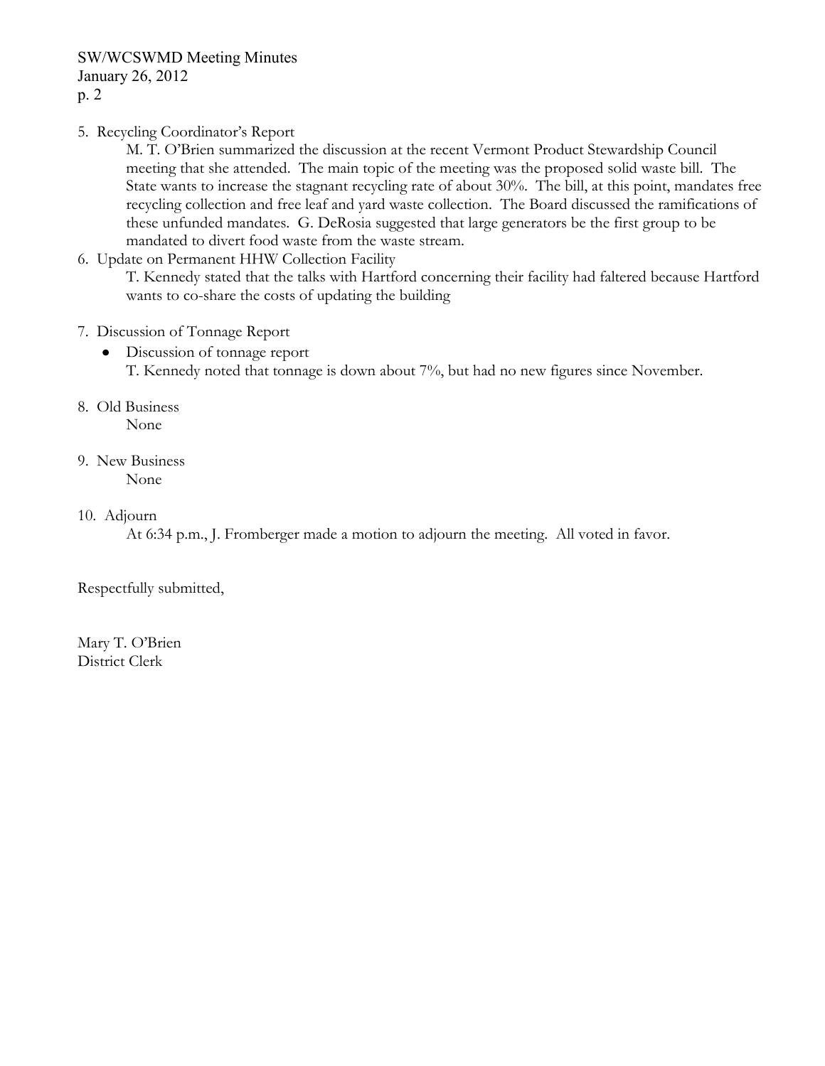5. Recycling Coordinator's Report

   M. T. O'Brien summarized the discussion at the recent Vermont Product Stewardship Council meeting that she attended. The main topic of the meeting was the proposed solid waste bill. The State wants to increase the stagnant recycling rate of about 30%. The bill, at this point, mandates free recycling collection and free leaf and yard waste collection. The Board discussed the ramifications of these unfunded mandates. G. DeRosia suggested that large generators be the first group to be mandated to divert food waste from the waste stream.

6. Update on Permanent HHW Collection Facility

   T. Kennedy stated that the talks with Hartford concerning their facility had faltered because Hartford wants to co-share the costs of updating the building

7. Discussion of Tonnage Report

   - Discussion of tonnage report

     T. Kennedy noted that tonnage is down about 7%, but had no new figures since November.

8. Old Business

   None

9. New Business

   None

10. Adjourn

    At 6:34 p.m., J. Fromberger made a motion to adjourn the meeting. All voted in favor.

Respectfully submitted,

Mary T. O'Brien
District Clerk